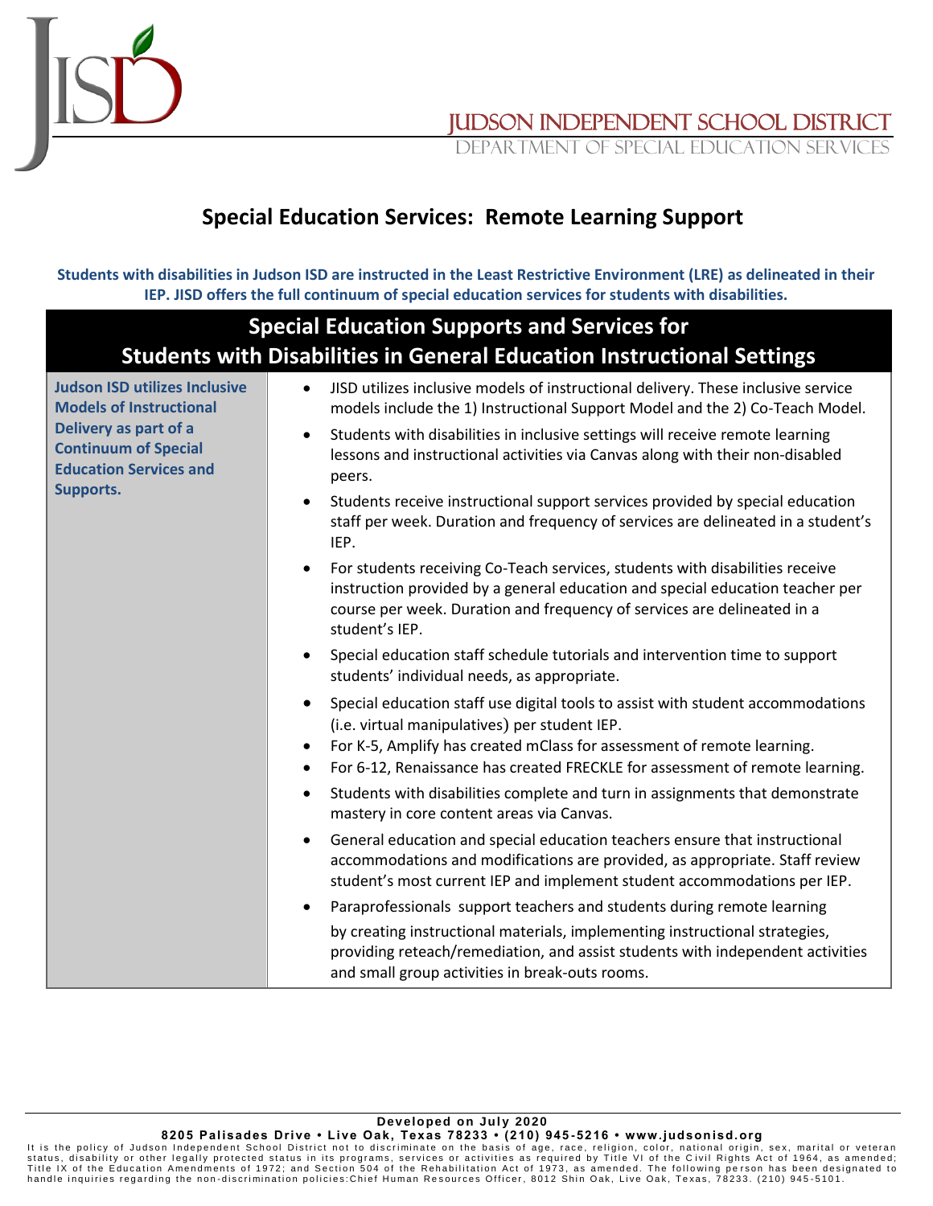JUDSON INDEPENDENT SCHOOL DISTRICT
DEPARTMENT OF SPECIAL EDUCATION SERVICES

# Special Education Services: Remote Learning Support

**Students with disabilities in Judson ISD are instructed in the Least Restrictive Environment (LRE) as delineated in their IEP. JISD offers the full continuum of special education services for students with disabilities.**

| Special Education Supports and Services for Students with Disabilities in General Education Instructional Settings | |
|---|---|
| **Judson ISD utilizes Inclusive Models of Instructional Delivery as part of a Continuum of Special Education Services and Supports.** | • JISD utilizes inclusive models of instructional delivery. These inclusive service models include the 1) Instructional Support Model and the 2) Co-Teach Model.<br>• Students with disabilities in inclusive settings will receive remote learning lessons and instructional activities via Canvas along with their non-disabled peers.<br>• Students receive instructional support services provided by special education staff per week. Duration and frequency of services are delineated in a student's IEP.<br>• For students receiving Co-Teach services, students with disabilities receive instruction provided by a general education and special education teacher per course per week. Duration and frequency of services are delineated in a student's IEP.<br>• Special education staff schedule tutorials and intervention time to support students' individual needs, as appropriate.<br>• Special education staff use digital tools to assist with student accommodations (i.e. virtual manipulatives) per student IEP.<br>• For K-5, Amplify has created mClass for assessment of remote learning.<br>• For 6-12, Renaissance has created FRECKLE for assessment of remote learning.<br>• Students with disabilities complete and turn in assignments that demonstrate mastery in core content areas via Canvas.<br>• General education and special education teachers ensure that instructional accommodations and modifications are provided, as appropriate. Staff review student's most current IEP and implement student accommodations per IEP.<br>• Paraprofessionals support teachers and students during remote learning by creating instructional materials, implementing instructional strategies, providing reteach/remediation, and assist students with independent activities and small group activities in break-outs rooms. |

**Developed on July 2020**

**8205 Palisades Drive • Live Oak, Texas 78233 • (210) 945-5216 • www.judsonisd.org**

It is the policy of Judson Independent School District not to discriminate on the basis of age, race, religion, color, national origin, sex, marital or veteran status, disability or other legally protected status in its programs, services or activities as required by Title VI of the Civil Rights Act of 1964, as amended; Title IX of the Education Amendments of 1972; and Section 504 of the Rehabilitation Act of 1973, as amended. The following person has been designated to handle inquiries regarding the non-discrimination policies:Chief Human Resources Officer, 8012 Shin Oak, Live Oak, Texas, 78233. (210) 945-5101.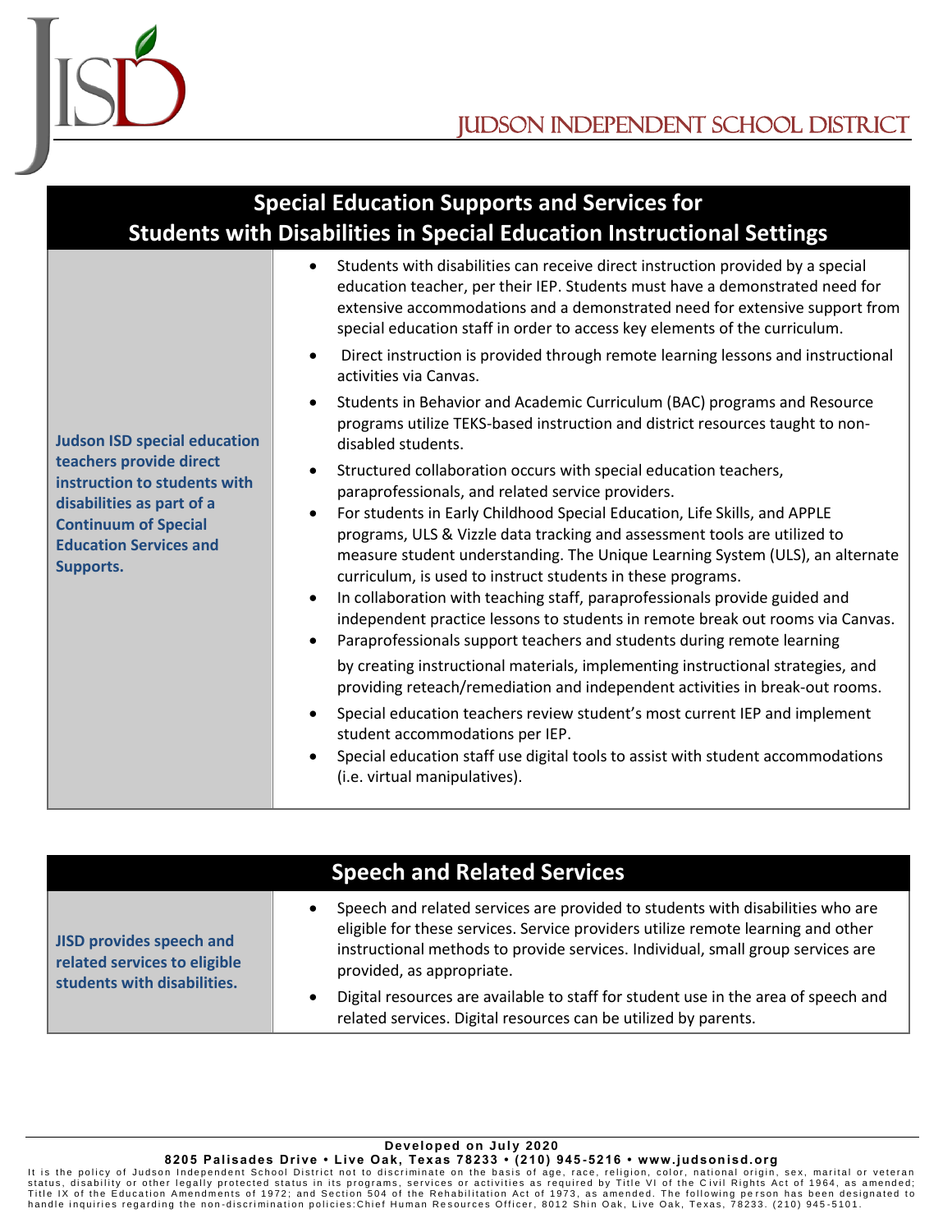## Special Education Supports and Services for Students with Disabilities in Special Education Instructional Settings

| | |
|---|---|
| **Judson ISD special education teachers provide direct instruction to students with disabilities as part of a Continuum of Special Education Services and Supports.** | • Students with disabilities can receive direct instruction provided by a special education teacher, per their IEP. Students must have a demonstrated need for extensive accommodations and a demonstrated need for extensive support from special education staff in order to access key elements of the curriculum.<br>• Direct instruction is provided through remote learning lessons and instructional activities via Canvas.<br>• Students in Behavior and Academic Curriculum (BAC) programs and Resource programs utilize TEKS-based instruction and district resources taught to non-disabled students.<br>• Structured collaboration occurs with special education teachers, paraprofessionals, and related service providers.<br>• For students in Early Childhood Special Education, Life Skills, and APPLE programs, ULS & Vizzle data tracking and assessment tools are utilized to measure student understanding. The Unique Learning System (ULS), an alternate curriculum, is used to instruct students in these programs.<br>• In collaboration with teaching staff, paraprofessionals provide guided and independent practice lessons to students in remote break out rooms via Canvas.<br>• Paraprofessionals support teachers and students during remote learning by creating instructional materials, implementing instructional strategies, and providing reteach/remediation and independent activities in break-out rooms.<br>• Special education teachers review student's most current IEP and implement student accommodations per IEP.<br>• Special education staff use digital tools to assist with student accommodations (i.e. virtual manipulatives). |

## Speech and Related Services

| | |
|---|---|
| **JISD provides speech and related services to eligible students with disabilities.** | • Speech and related services are provided to students with disabilities who are eligible for these services. Service providers utilize remote learning and other instructional methods to provide services. Individual, small group services are provided, as appropriate.<br>• Digital resources are available to staff for student use in the area of speech and related services. Digital resources can be utilized by parents. |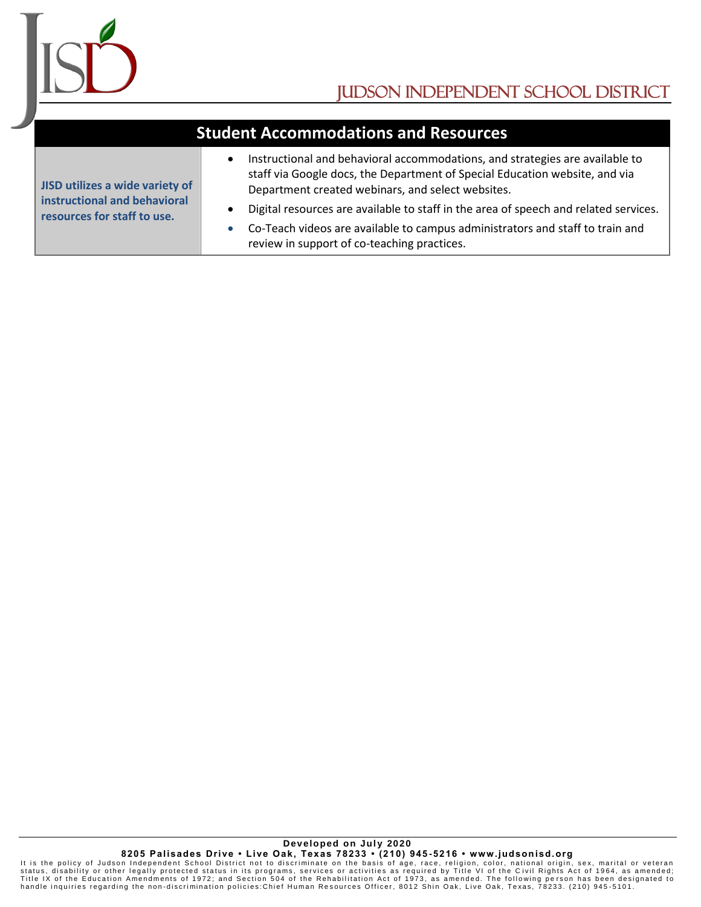## Student Accommodations and Resources

| | |
|---|---|
| **JISD utilizes a wide variety of instructional and behavioral resources for staff to use.** | • Instructional and behavioral accommodations, and strategies are available to staff via Google docs, the Department of Special Education website, and via Department created webinars, and select websites.<br>• Digital resources are available to staff in the area of speech and related services.<br>• Co-Teach videos are available to campus administrators and staff to train and review in support of co-teaching practices. |

**Developed on July 2020**

**8205 Palisades Drive • Live Oak, Texas 78233 • (210) 945-5216 • www.judsonisd.org**

It is the policy of Judson Independent School District not to discriminate on the basis of age, race, religion, color, national origin, sex, marital or veteran status, disability or other legally protected status in its programs, services or activities as required by Title VI of the Civil Rights Act of 1964, as amended; Title IX of the Education Amendments of 1972; and Section 504 of the Rehabilitation Act of 1973, as amended. The following person has been designated to handle inquiries regarding the non-discrimination policies:Chief Human Resources Officer, 8012 Shin Oak, Live Oak, Texas, 78233. (210) 945-5101.